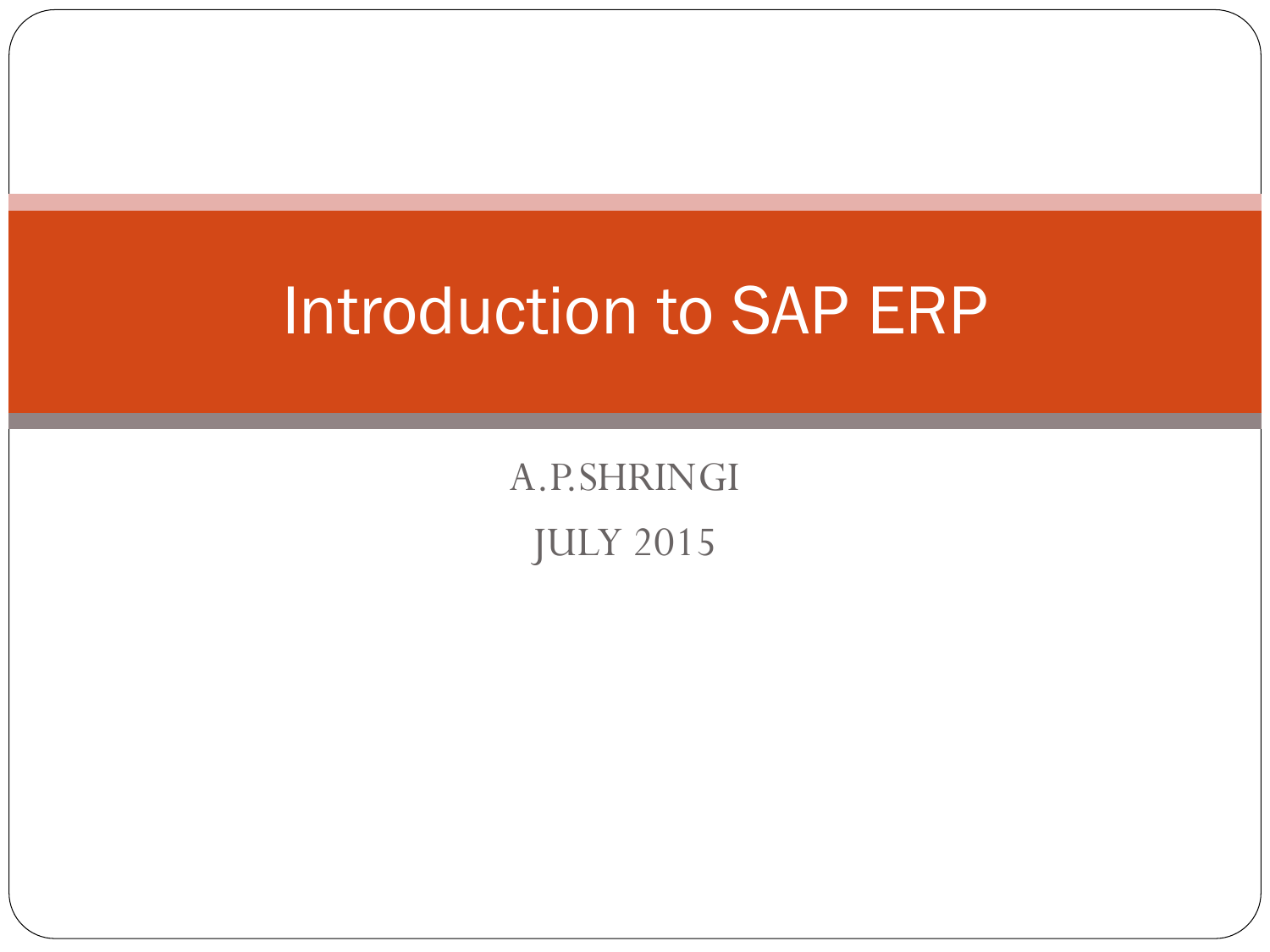# Introduction to SAP ERP

A.P.SHRINGI

JULY 2015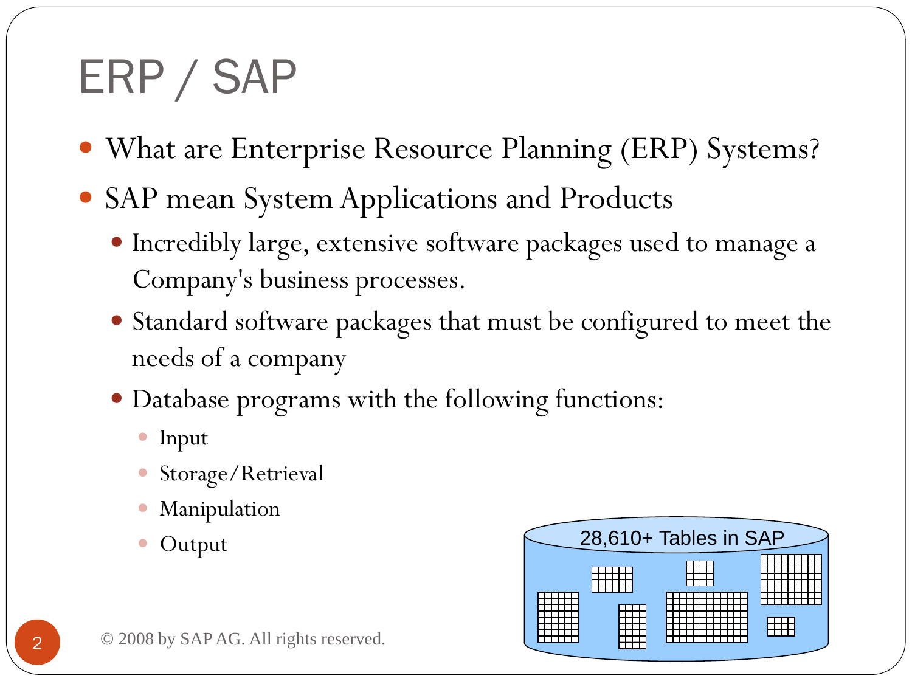# ERP / SAP

- What are Enterprise Resource Planning (ERP) Systems?
- SAP mean System Applications and Products
  - Incredibly large, extensive software packages used to manage a Company's business processes.
  - Standard software packages that must be configured to meet the needs of a company
  - Database programs with the following functions:
    - Input
    - Storage/Retrieval
    - Manipulation
    - Output

28,610+ Tables in SAP

© 2008 by SAP AG. All rights reserved.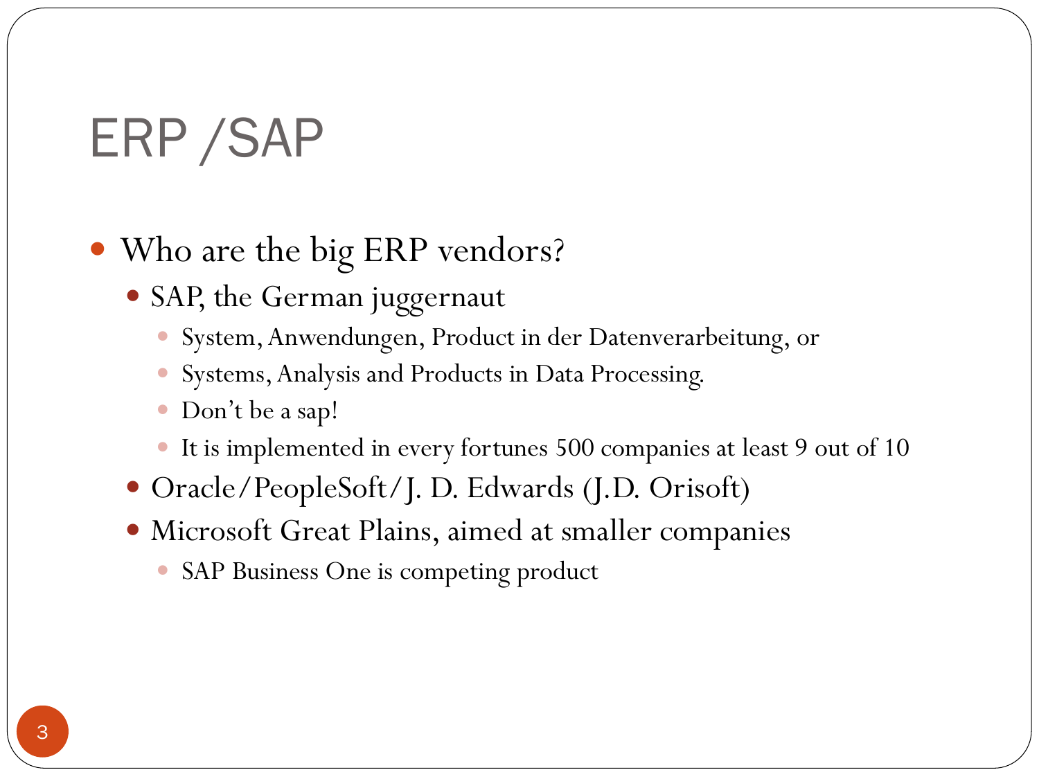# ERP /SAP

- Who are the big ERP vendors?
  - SAP, the German juggernaut
    - System, Anwendungen, Product in der Datenverarbeitung, or
    - Systems, Analysis and Products in Data Processing.
    - Don't be a sap!
    - It is implemented in every fortunes 500 companies at least 9 out of 10
  - Oracle/PeopleSoft/J. D. Edwards (J.D. Orisoft)
  - Microsoft Great Plains, aimed at smaller companies
    - SAP Business One is competing product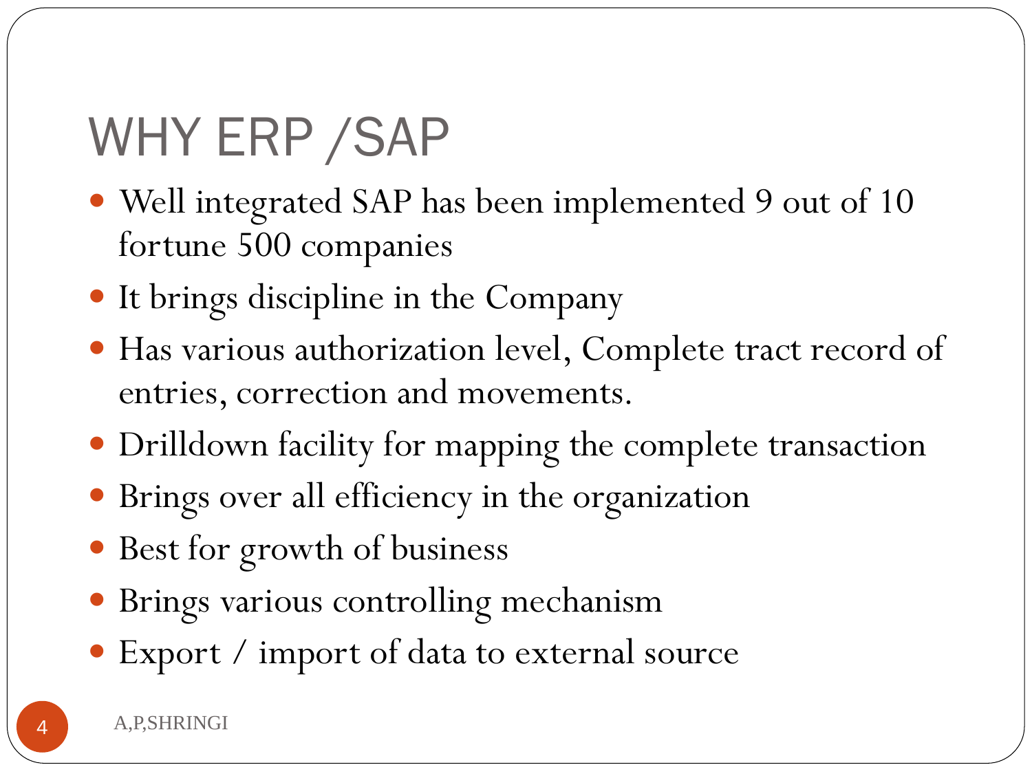# WHY ERP /SAP

- Well integrated SAP has been implemented 9 out of 10 fortune 500 companies
- It brings discipline in the Company
- Has various authorization level, Complete tract record of entries, correction and movements.
- Drilldown facility for mapping the complete transaction
- Brings over all efficiency in the organization
- Best for growth of business
- Brings various controlling mechanism
- Export / import of data to external source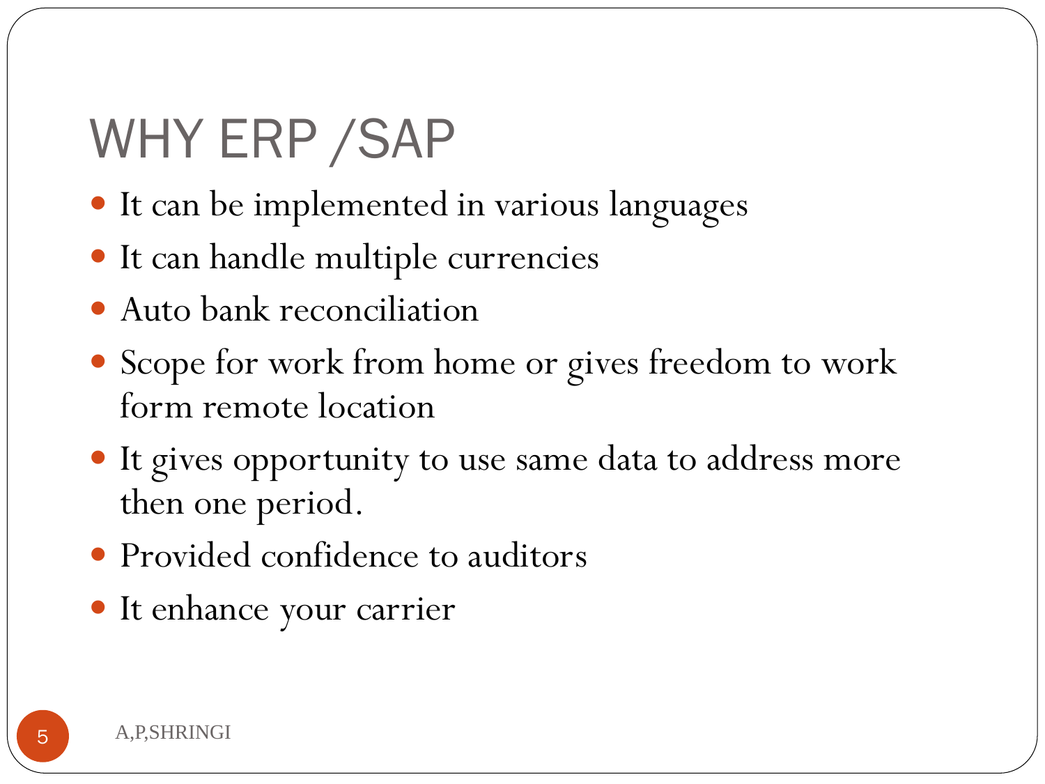# WHY ERP /SAP

- It can be implemented in various languages
- It can handle multiple currencies
- Auto bank reconciliation
- Scope for work from home or gives freedom to work form remote location
- It gives opportunity to use same data to address more then one period.
- Provided confidence to auditors
- It enhance your carrier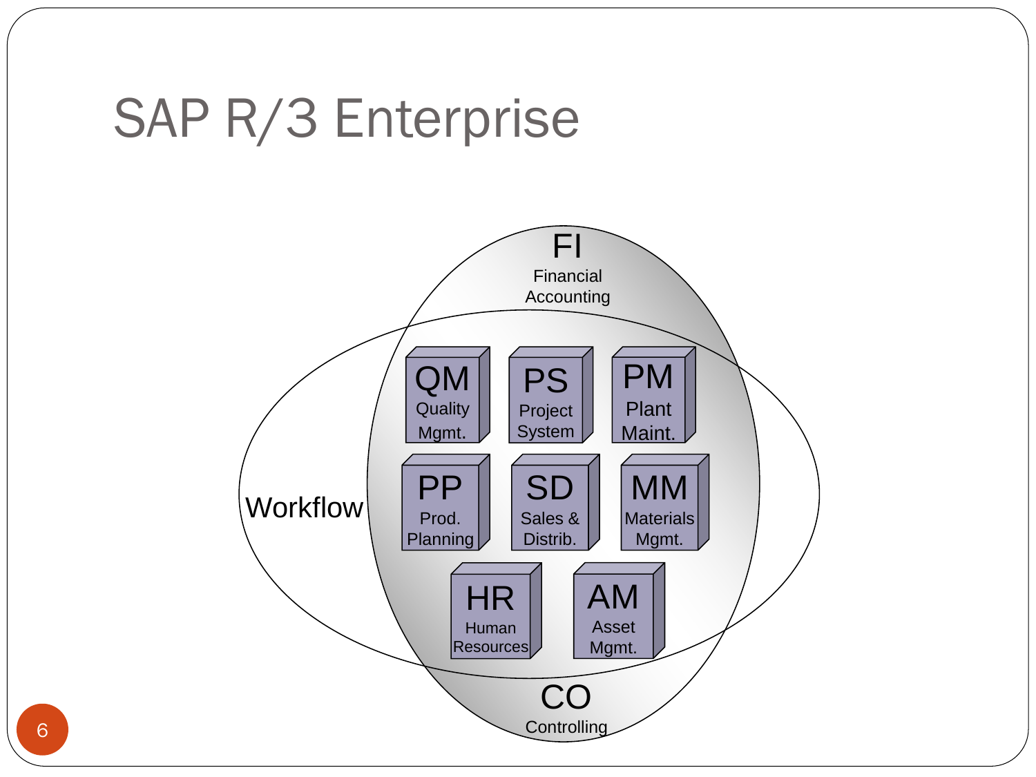# SAP R/3 Enterprise

FI
Financial Accounting

Workflow

QM
Quality Mgmt.

PS
Project System

PM
Plant Maint.

PP
Prod. Planning

SD
Sales & Distrib.

MM
Materials Mgmt.

HR
Human Resources

AM
Asset Mgmt.

CO
Controlling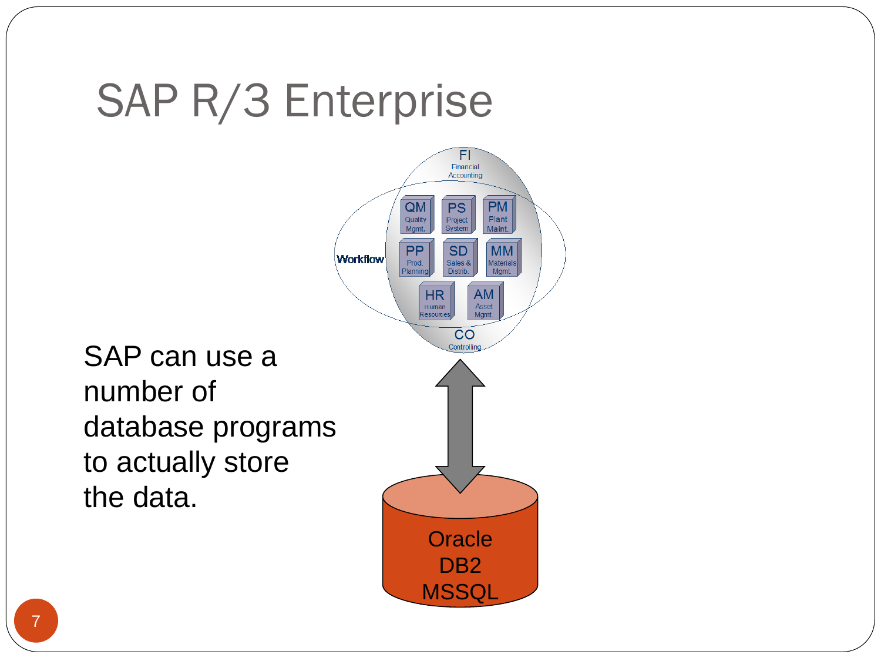# SAP R/3 Enterprise

SAP can use a number of database programs to actually store the data.

FI Financial Accounting

QM Quality Mgmt.

PS Project System

PM Plant Maint.

PP Prod. Planning

SD Sales & Distrib.

MM Materials Mgmt.

HR Human Resources

AM Asset Mgmt.

CO Controlling

Workflow

Oracle
DB2
MSSQL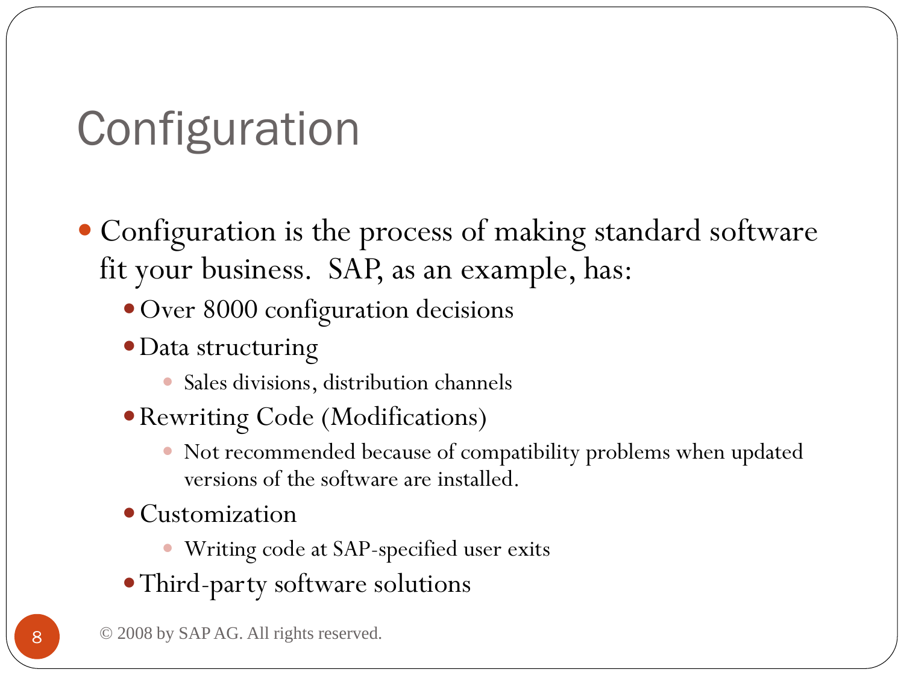# Configuration

- Configuration is the process of making standard software fit your business. SAP, as an example, has:
  - Over 8000 configuration decisions
  - Data structuring
    - Sales divisions, distribution channels
  - Rewriting Code (Modifications)
    - Not recommended because of compatibility problems when updated versions of the software are installed.
  - Customization
    - Writing code at SAP-specified user exits
  - Third-party software solutions

© 2008 by SAP AG. All rights reserved.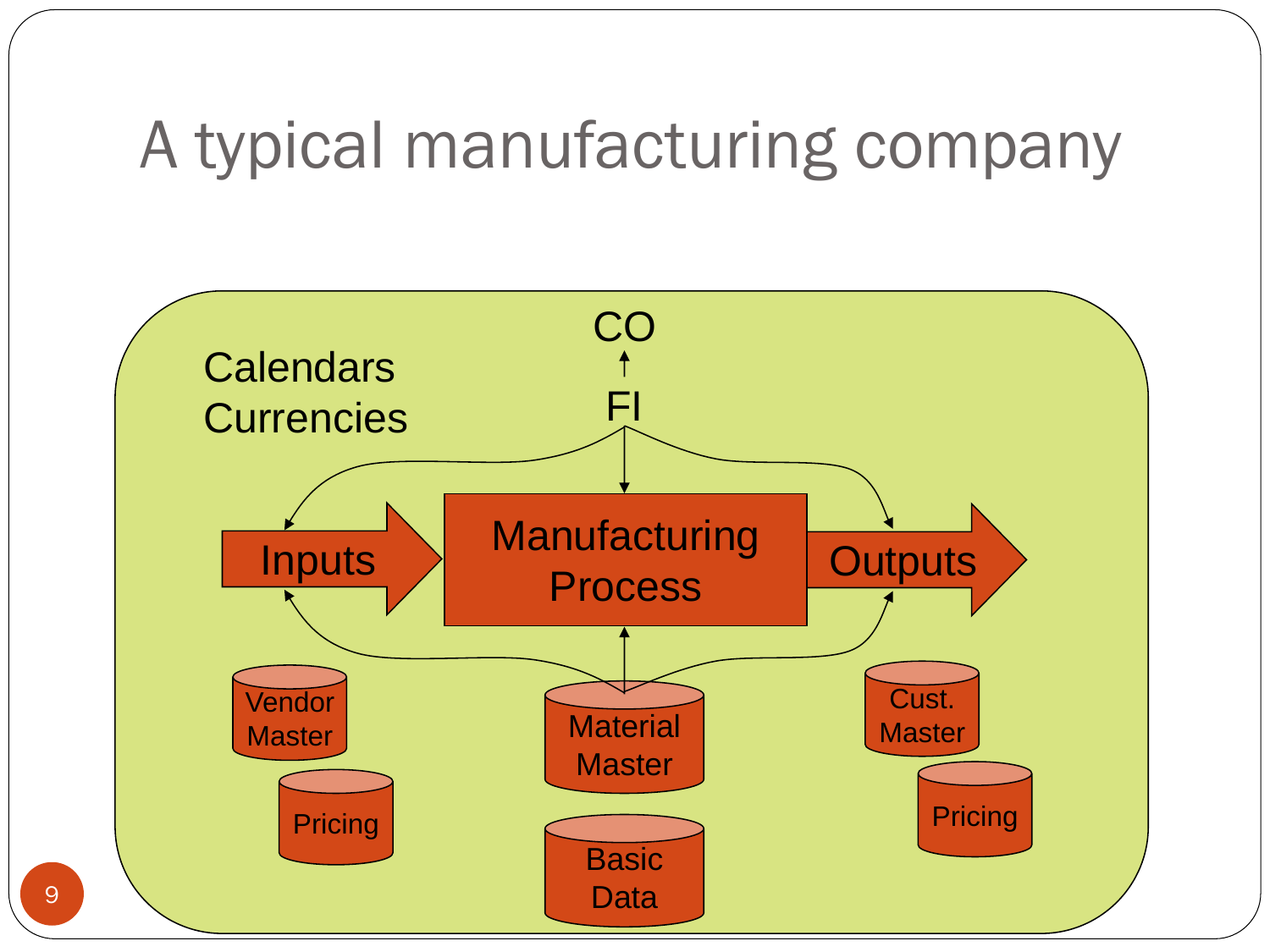# A typical manufacturing company

Calendars
Currencies

CO

FI

Inputs

Manufacturing Process

Outputs

Vendor Master

Pricing

Material Master

Basic Data

Cust. Master

Pricing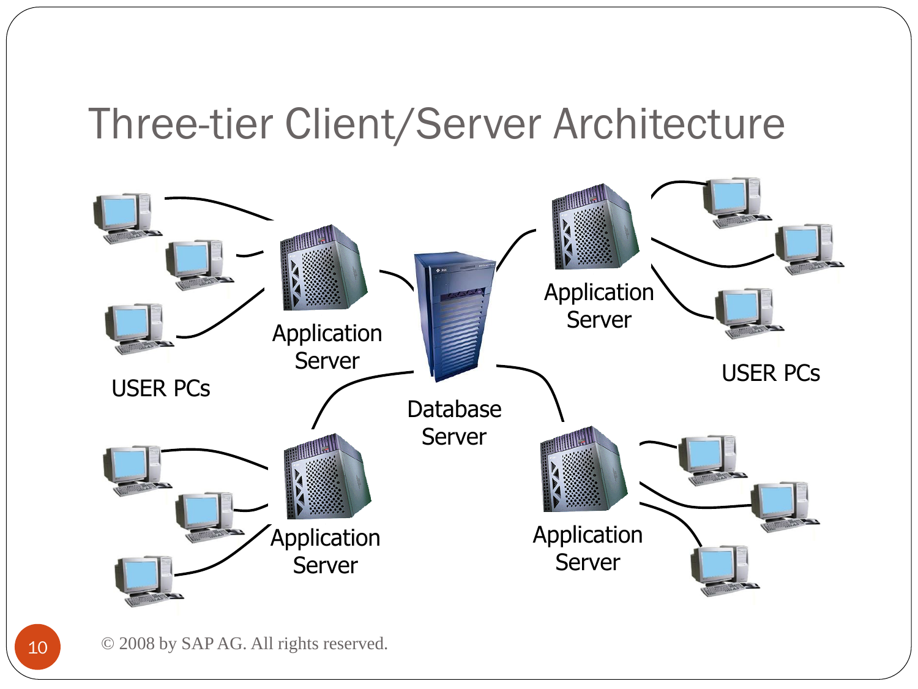# Three-tier Client/Server Architecture

USER PCs

Application Server

Database Server

Application Server

USER PCs

Application Server

Application Server

© 2008 by SAP AG. All rights reserved.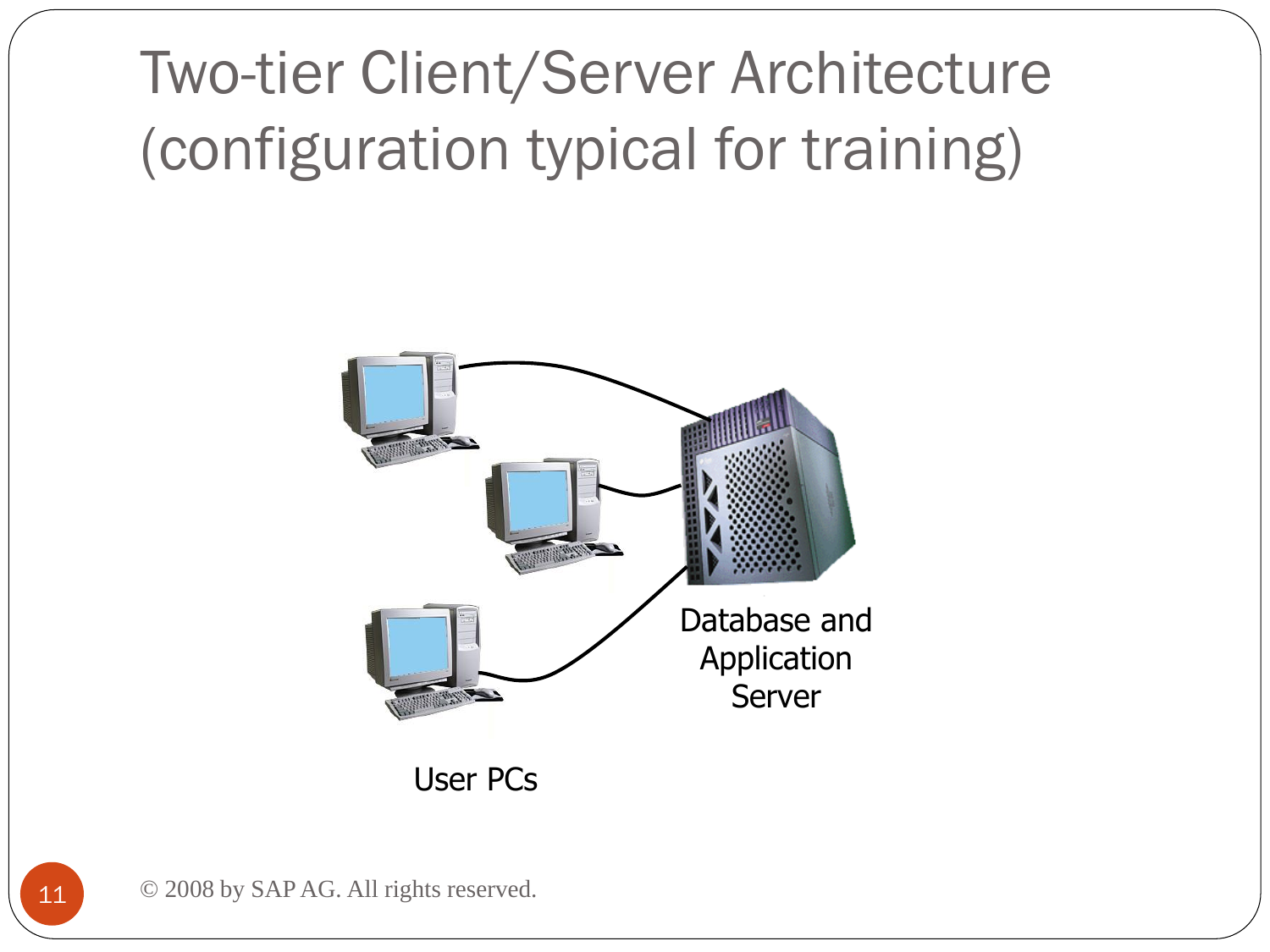# Two-tier Client/Server Architecture (configuration typical for training)

Database and Application Server

User PCs

© 2008 by SAP AG. All rights reserved.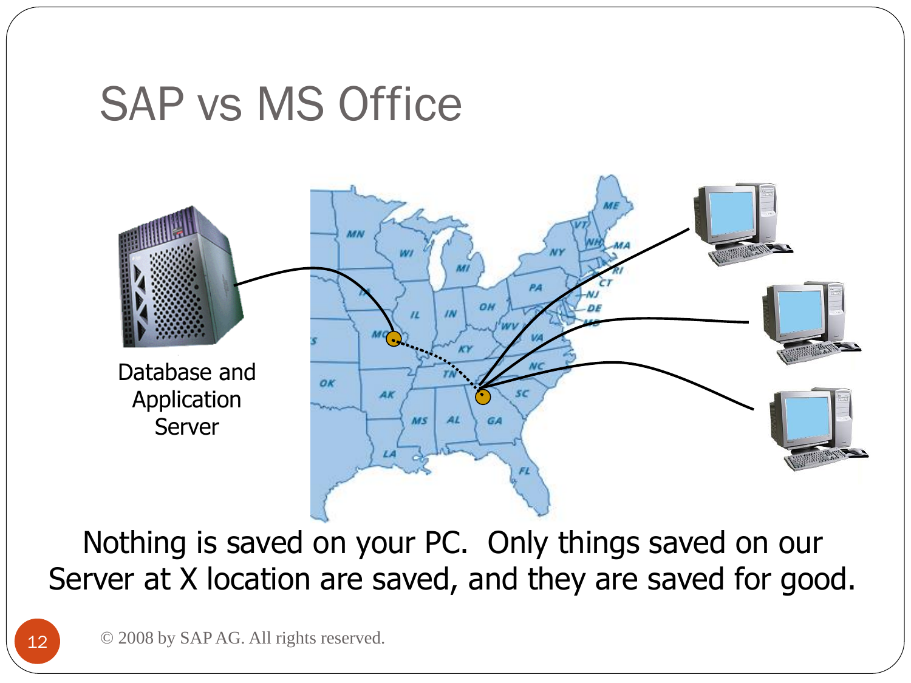# SAP vs MS Office

Database and Application Server

Nothing is saved on your PC. Only things saved on our Server at X location are saved, and they are saved for good.

© 2008 by SAP AG. All rights reserved.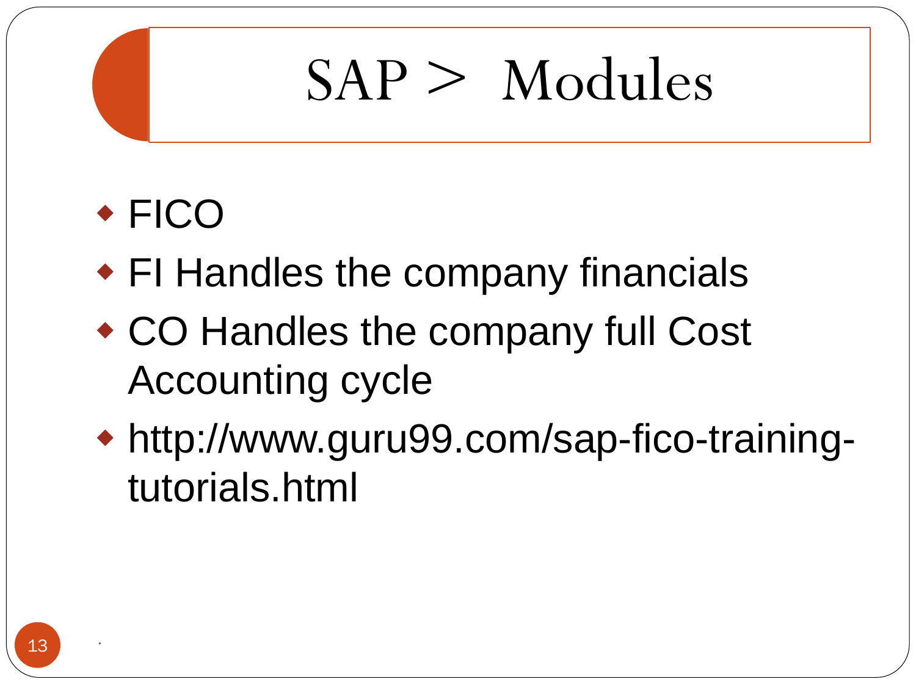# SAP > Modules

- FICO
- FI Handles the company financials
- CO Handles the company full Cost Accounting cycle
- http://www.guru99.com/sap-fico-training-tutorials.html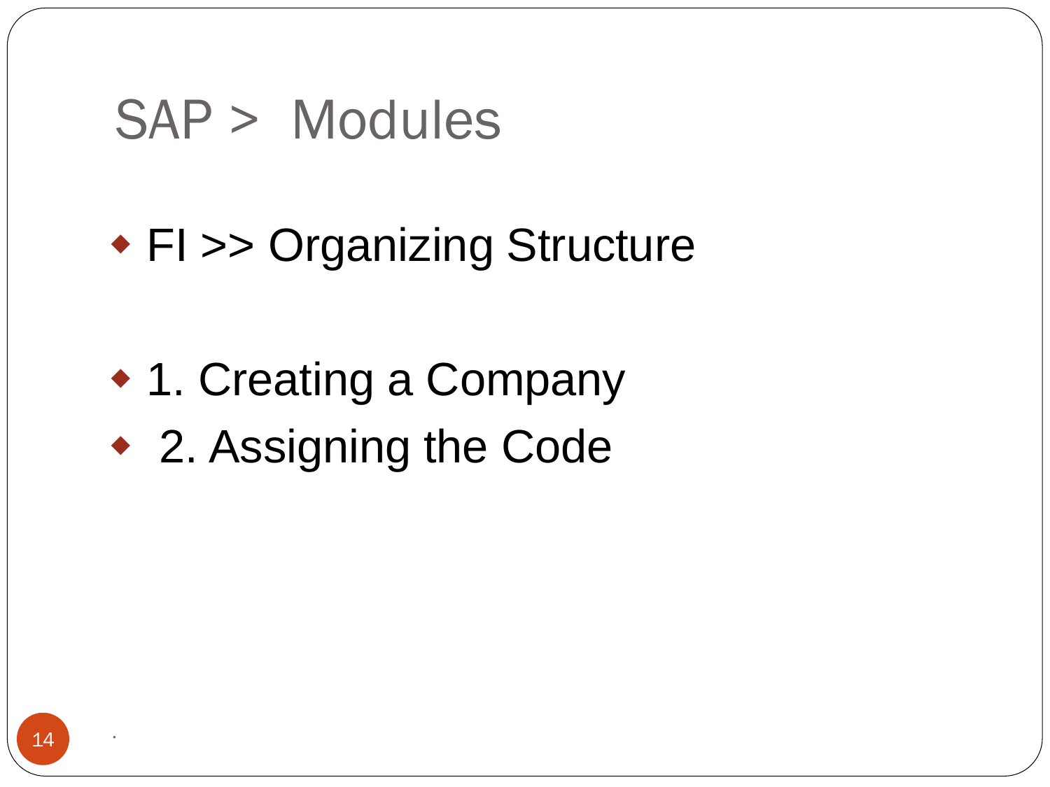# SAP > Modules

- FI >> Organizing Structure

- 1. Creating a Company
- 2. Assigning the Code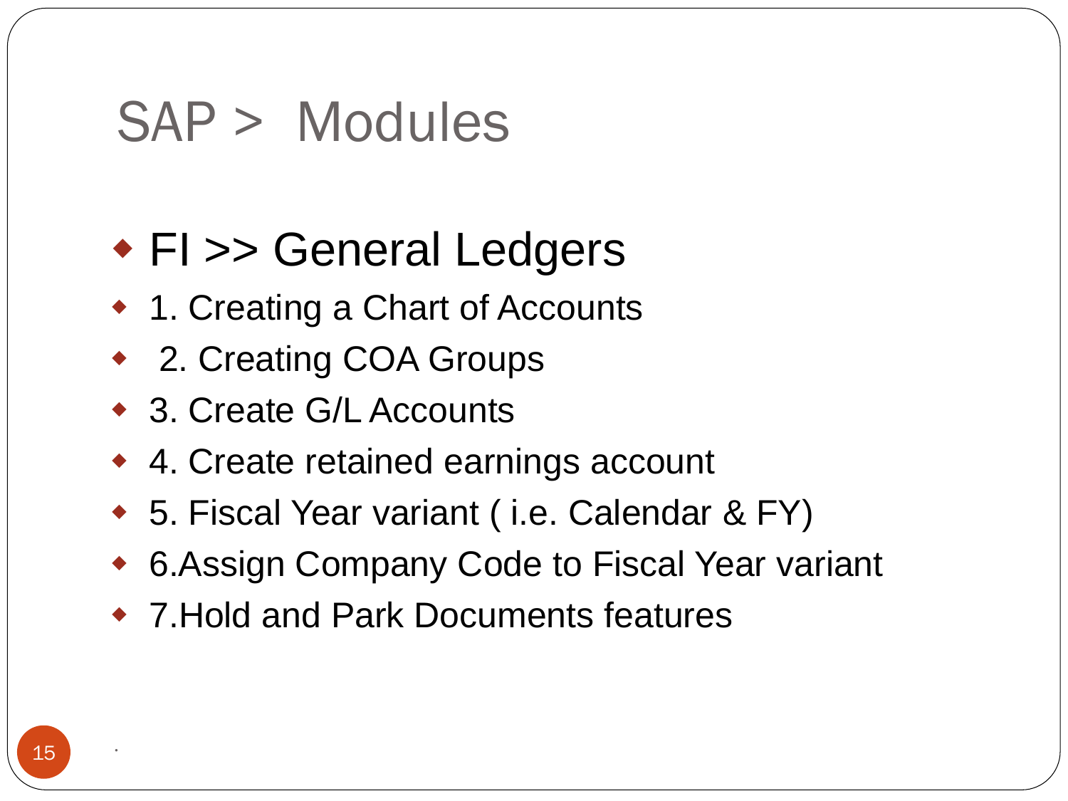# SAP > Modules

- FI >> General Ledgers
- 1. Creating a Chart of Accounts
- 2. Creating COA Groups
- 3. Create G/L Accounts
- 4. Create retained earnings account
- 5. Fiscal Year variant ( i.e. Calendar & FY)
- 6.Assign Company Code to Fiscal Year variant
- 7.Hold and Park Documents features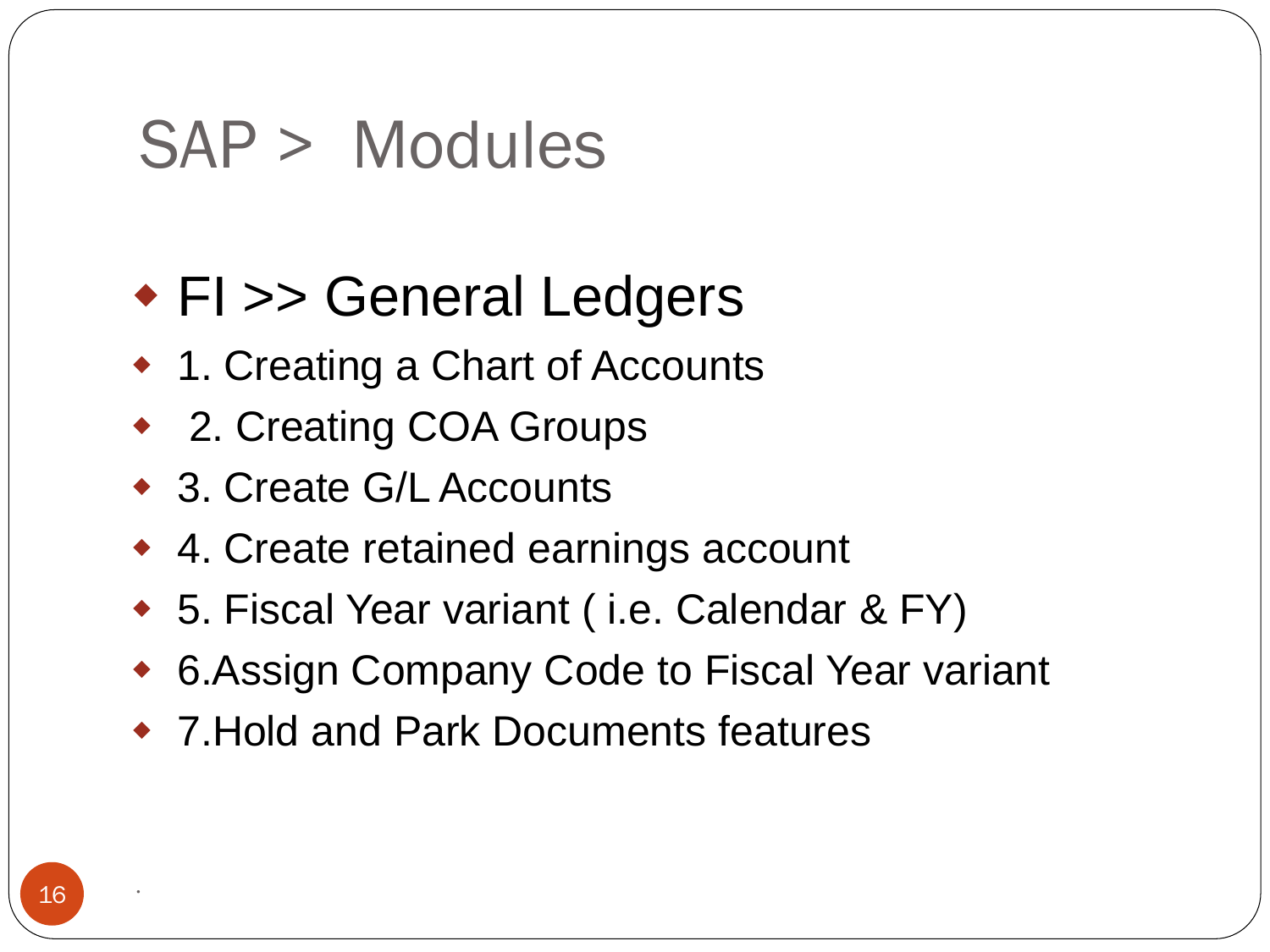# SAP > Modules

- FI >> General Ledgers
- 1. Creating a Chart of Accounts
- 2. Creating COA Groups
- 3. Create G/L Accounts
- 4. Create retained earnings account
- 5. Fiscal Year variant ( i.e. Calendar & FY)
- 6.Assign Company Code to Fiscal Year variant
- 7.Hold and Park Documents features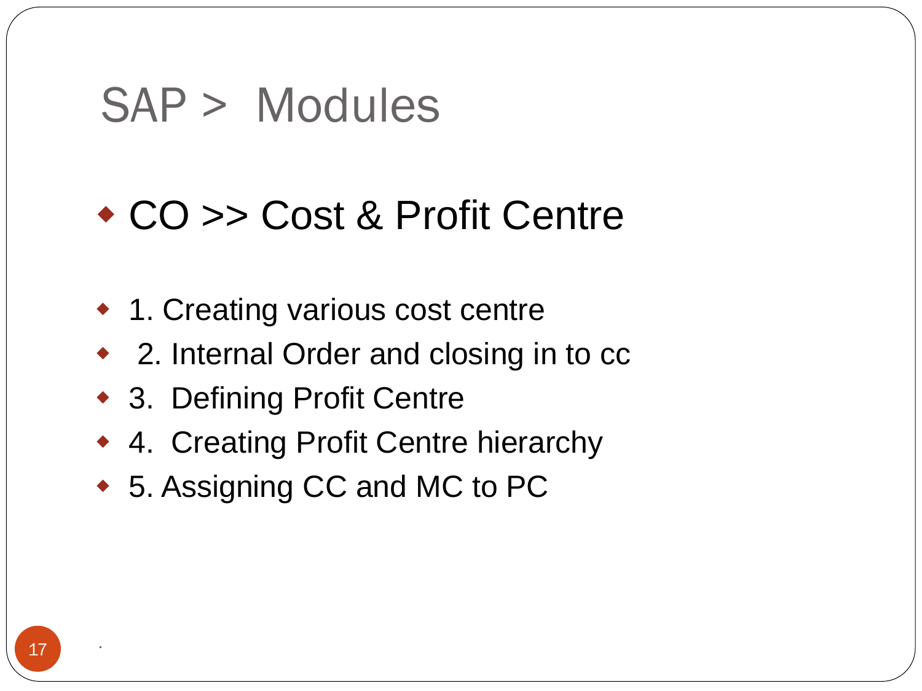# SAP > Modules

- CO >> Cost & Profit Centre

- 1. Creating various cost centre
- 2. Internal Order and closing in to cc
- 3. Defining Profit Centre
- 4. Creating Profit Centre hierarchy
- 5. Assigning CC and MC to PC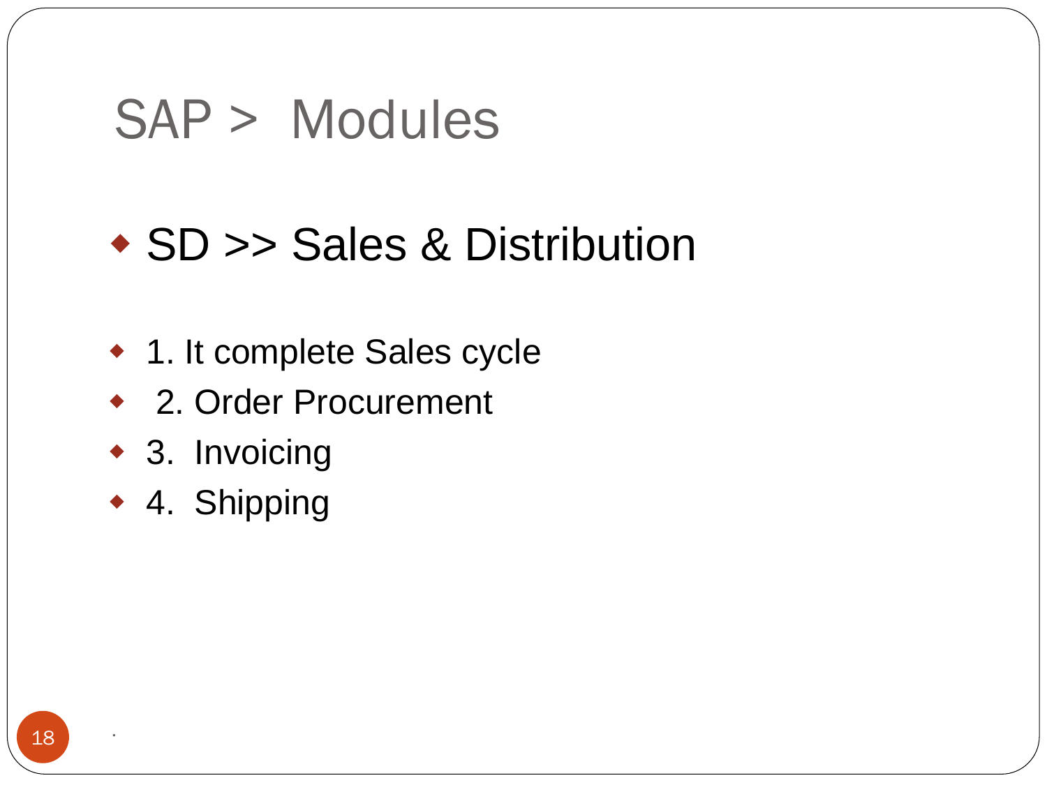# SAP > Modules

- SD >> Sales & Distribution

- 1. It complete Sales cycle
- 2. Order Procurement
- 3. Invoicing
- 4. Shipping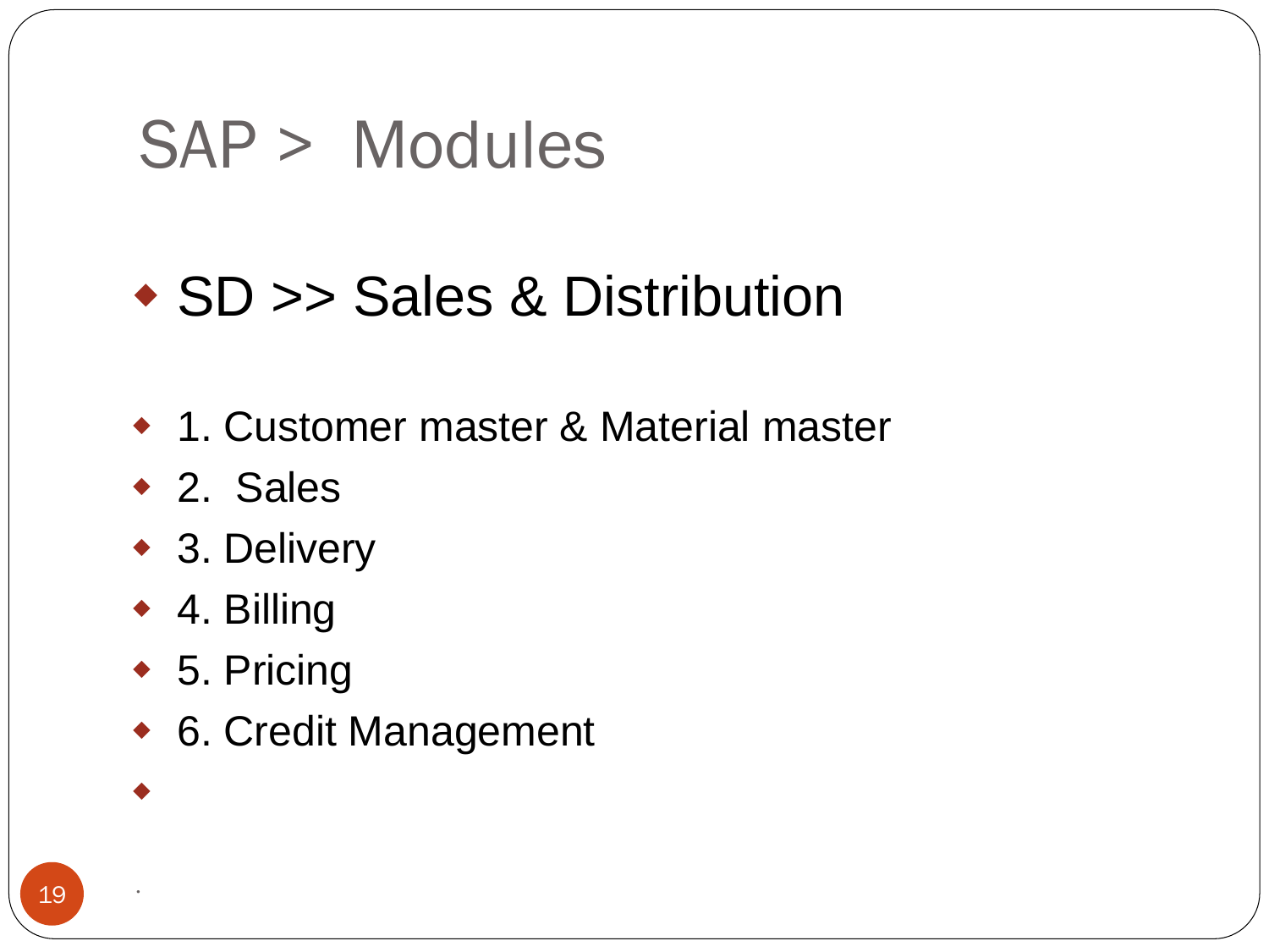# SAP > Modules

- SD >> Sales & Distribution

- 1. Customer master & Material master
- 2. Sales
- 3. Delivery
- 4. Billing
- 5. Pricing
- 6. Credit Management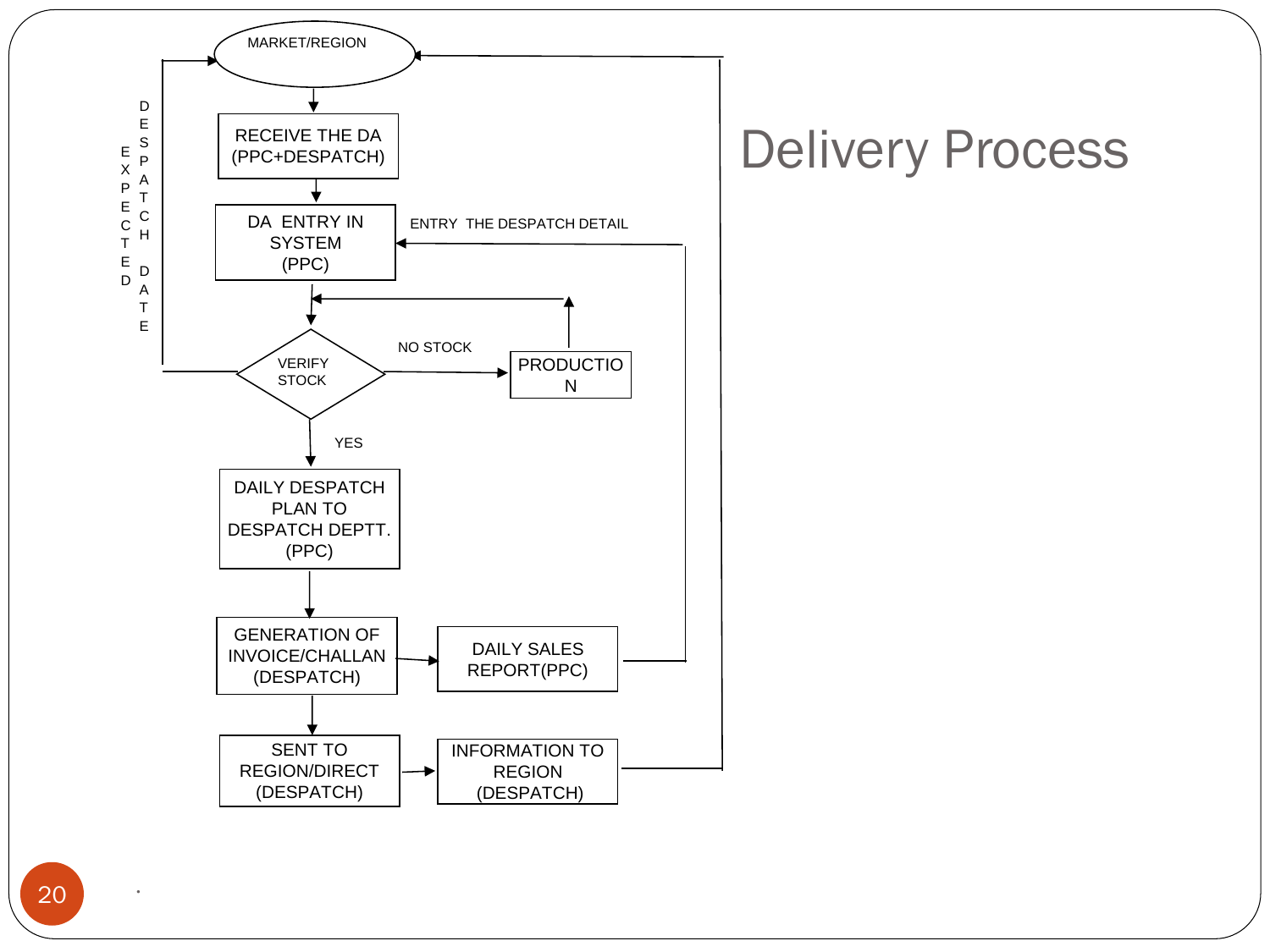# Delivery Process

MARKET/REGION

RECEIVE THE DA (PPC+DESPATCH)

DA ENTRY IN SYSTEM (PPC)

ENTRY THE DESPATCH DETAIL

VERIFY STOCK

NO STOCK

PRODUCTION

YES

EXPECTED DESPATCH DATE

DAILY DESPATCH PLAN TO DESPATCH DEPTT. (PPC)

GENERATION OF INVOICE/CHALLAN (DESPATCH)

DAILY SALES REPORT(PPC)

SENT TO REGION/DIRECT (DESPATCH)

INFORMATION TO REGION (DESPATCH)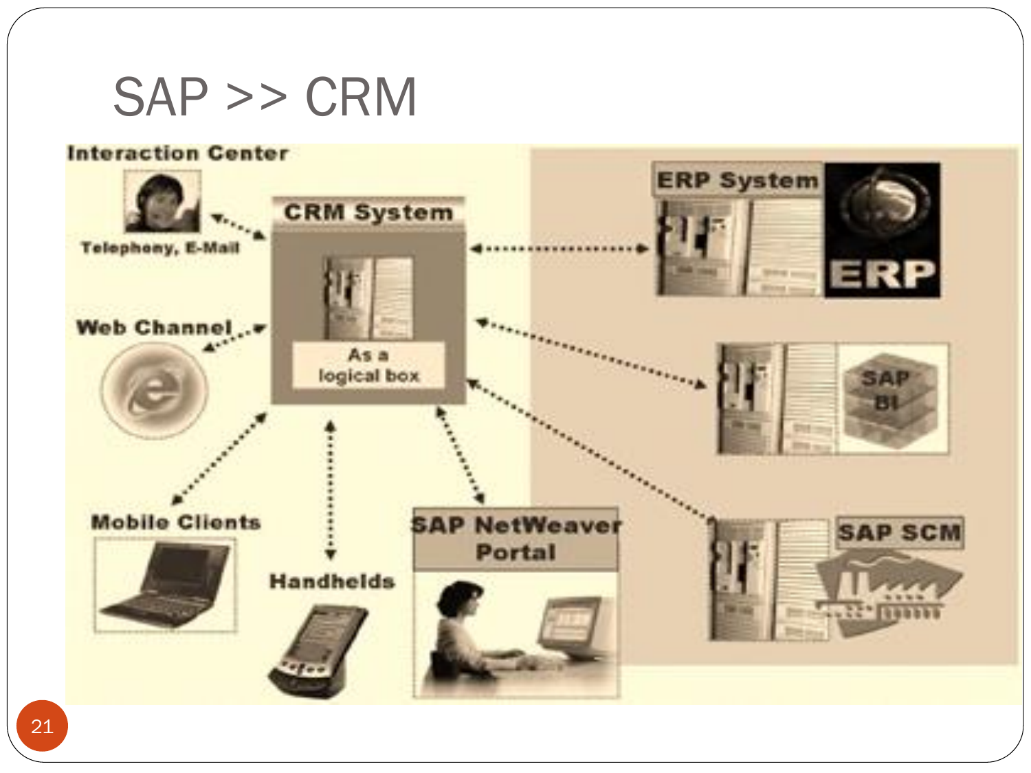# SAP >> CRM

Interaction Center

Telephony, E-Mail

CRM System

As a logical box

Web Channel

ERP System

ERP

SAP BI

Mobile Clients

Handhelds

SAP NetWeaver Portal

SAP SCM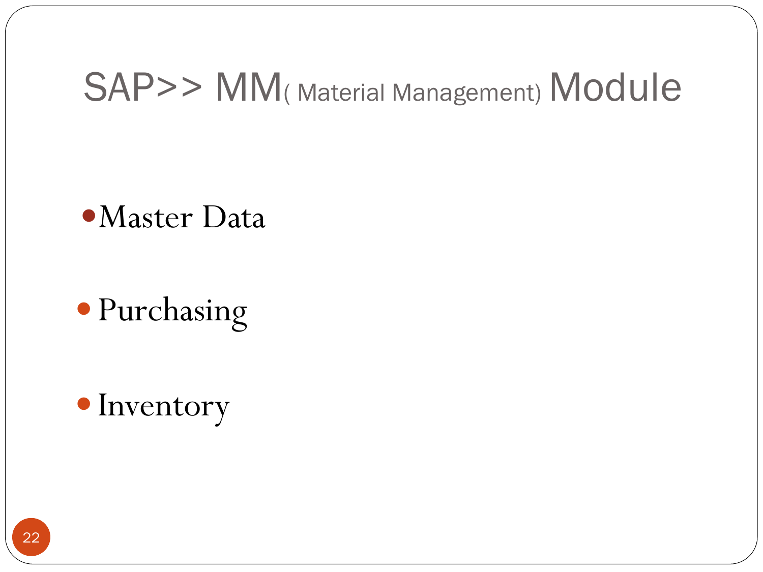# SAP>> MM( Material Management) Module

- Master Data
- Purchasing
- Inventory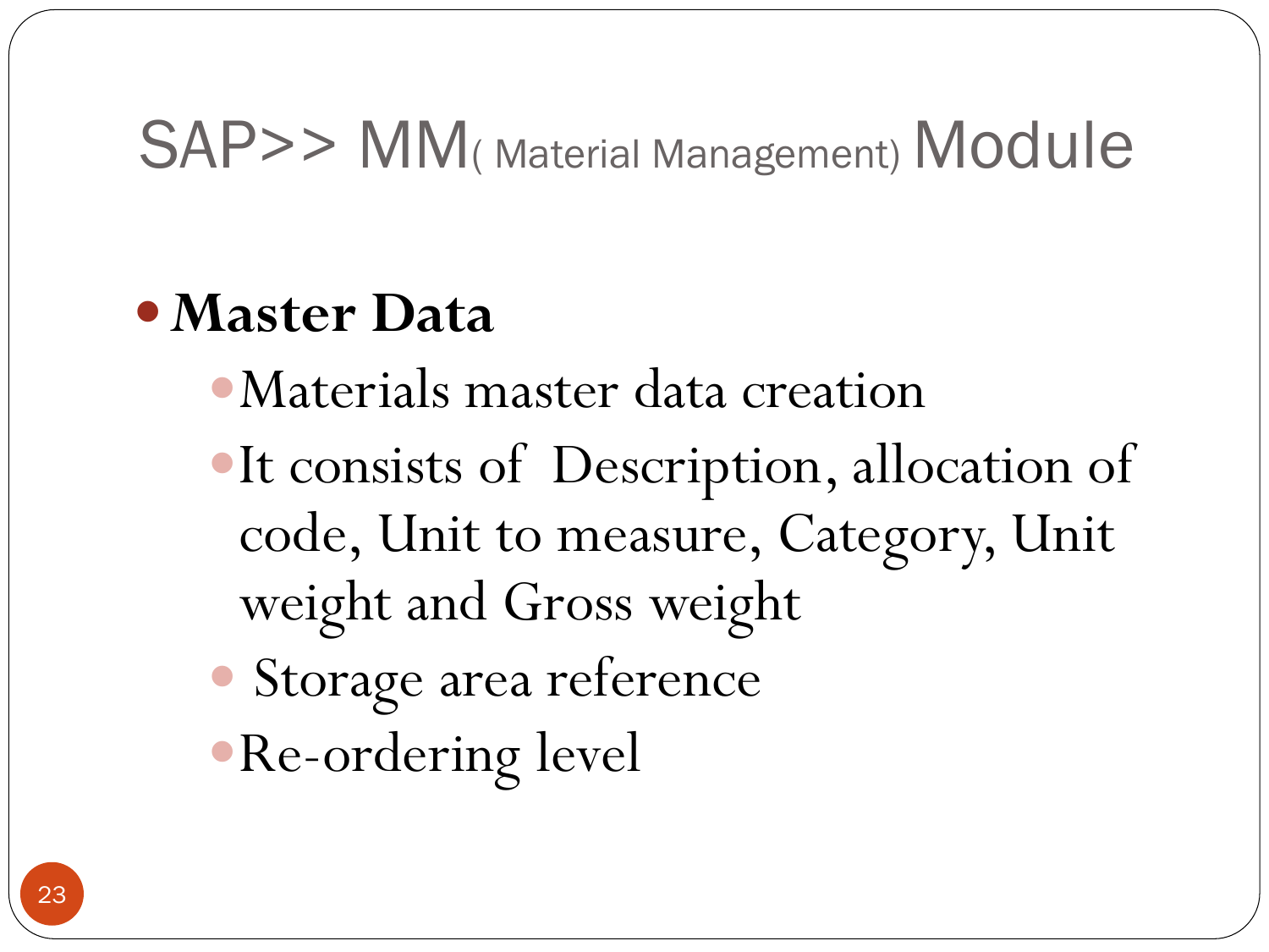# SAP>> MM( Material Management) Module

- **Master Data**
  - Materials master data creation
  - It consists of Description, allocation of code, Unit to measure, Category, Unit weight and Gross weight
  - Storage area reference
  - Re-ordering level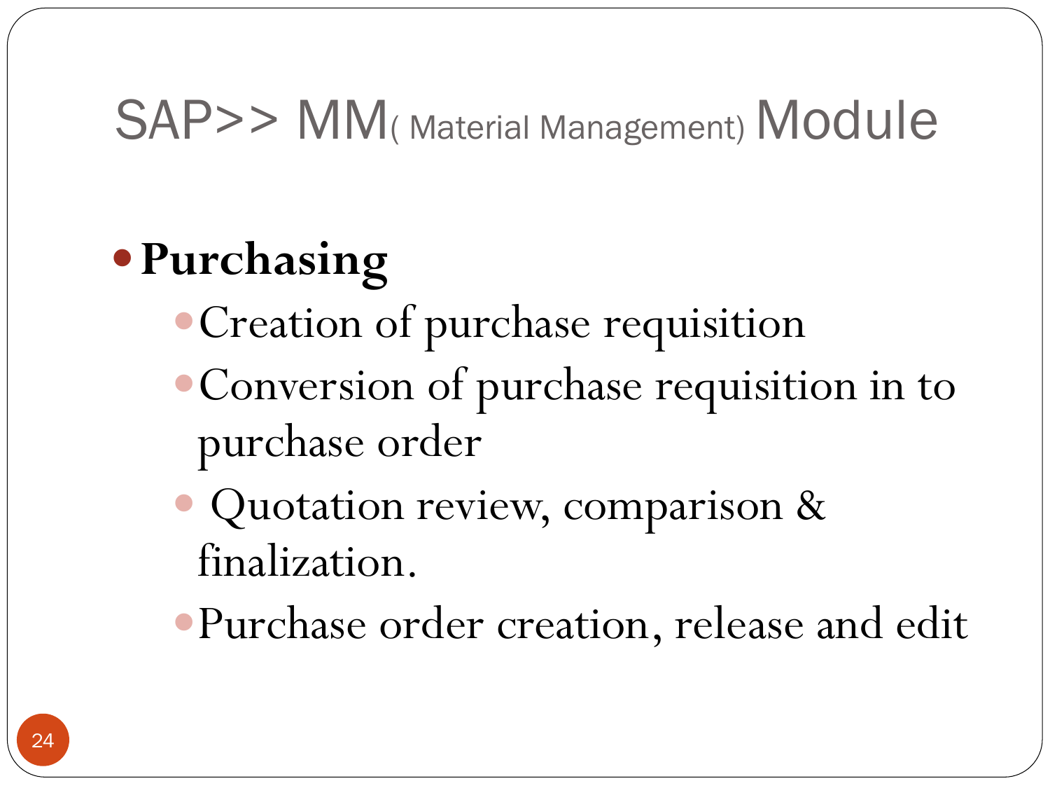# SAP>> MM( Material Management) Module

- **Purchasing**
  - Creation of purchase requisition
  - Conversion of purchase requisition in to purchase order
  - Quotation review, comparison & finalization.
  - Purchase order creation, release and edit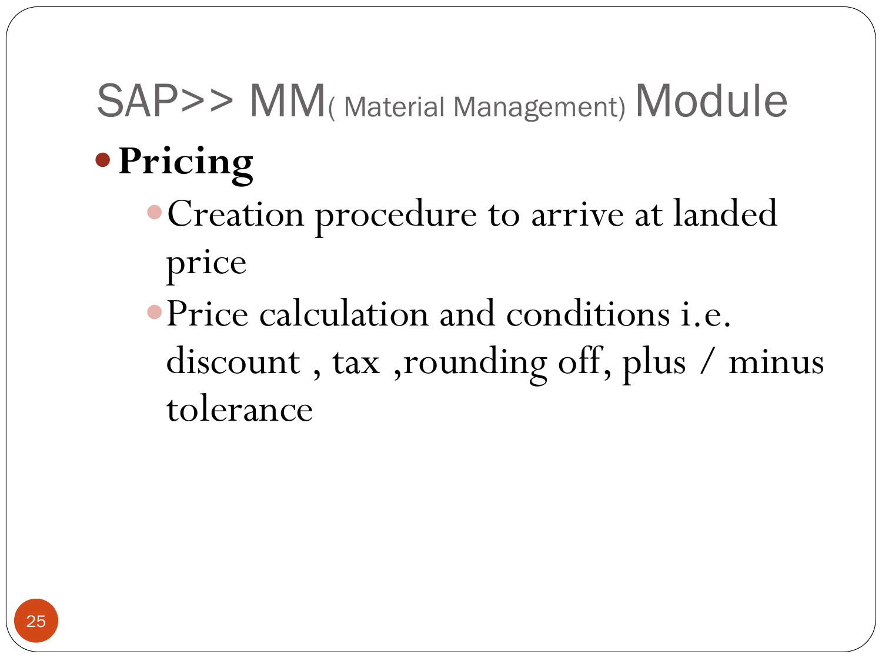# SAP>> MM( Material Management) Module

- **Pricing**
  - Creation procedure to arrive at landed price
  - Price calculation and conditions i.e. discount , tax ,rounding off, plus / minus tolerance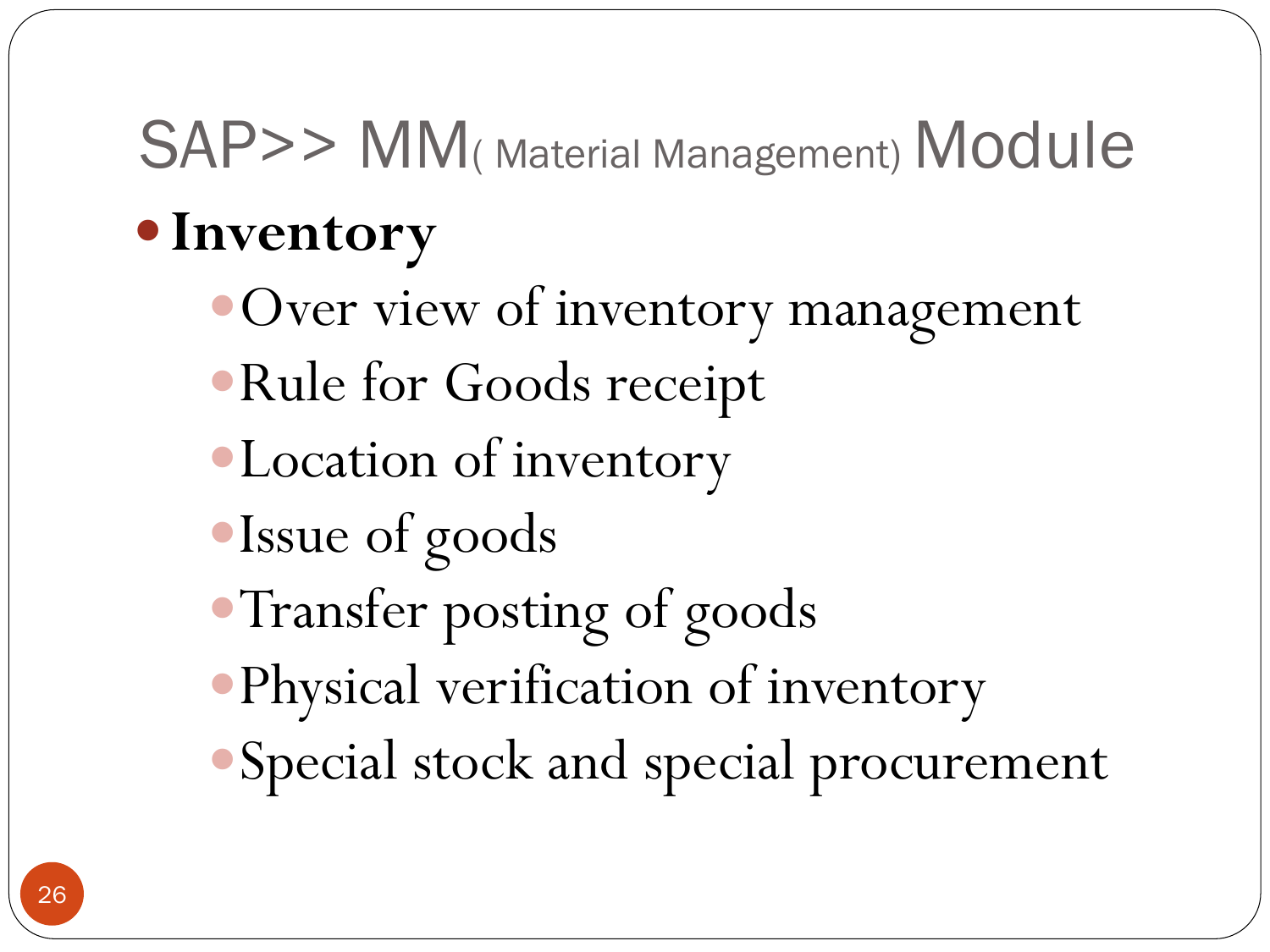# SAP>> MM( Material Management) Module

- **Inventory**
  - Over view of inventory management
  - Rule for Goods receipt
  - Location of inventory
  - Issue of goods
  - Transfer posting of goods
  - Physical verification of inventory
  - Special stock and special procurement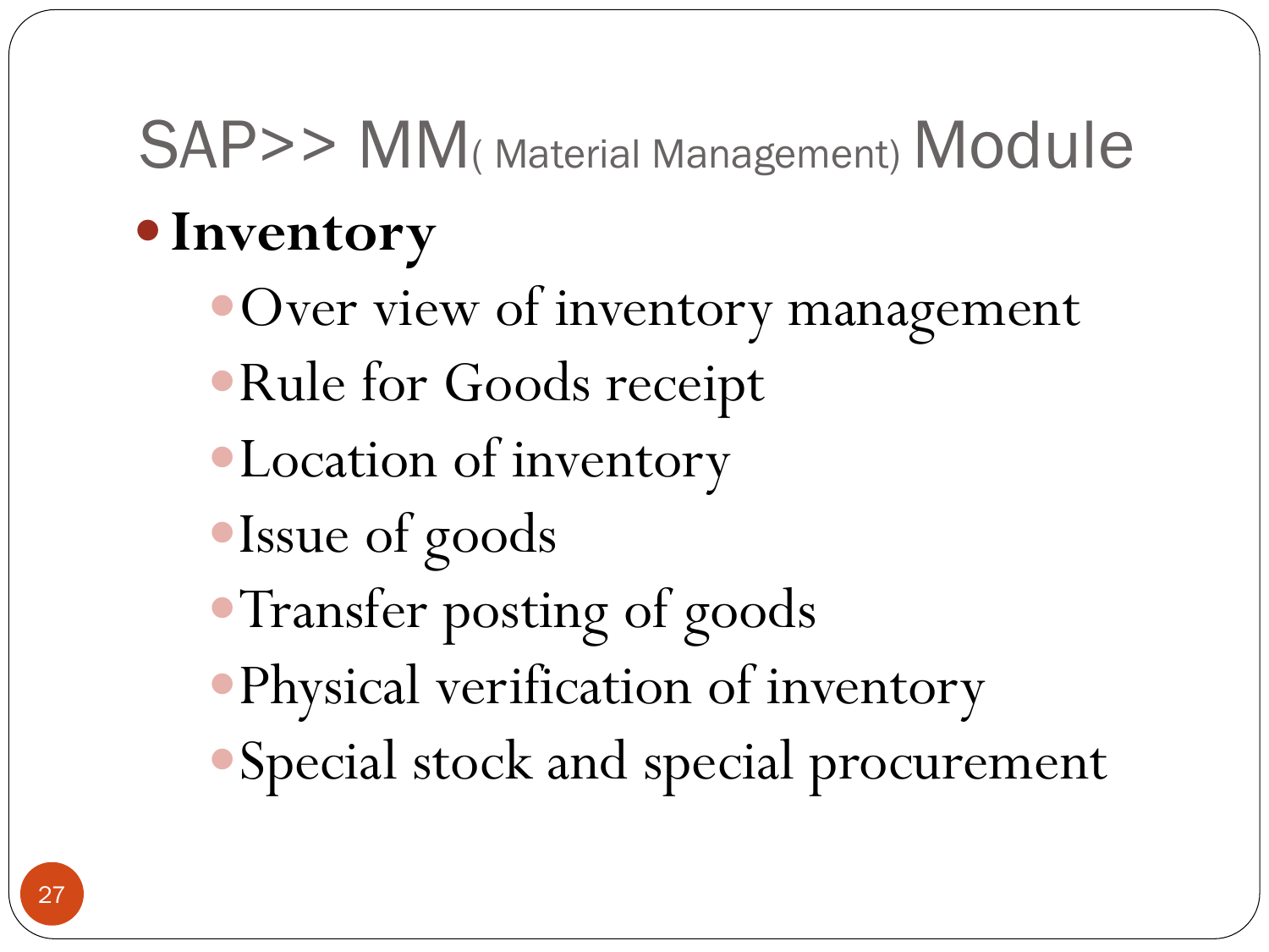# SAP>> MM( Material Management) Module

- **Inventory**
  - Over view of inventory management
  - Rule for Goods receipt
  - Location of inventory
  - Issue of goods
  - Transfer posting of goods
  - Physical verification of inventory
  - Special stock and special procurement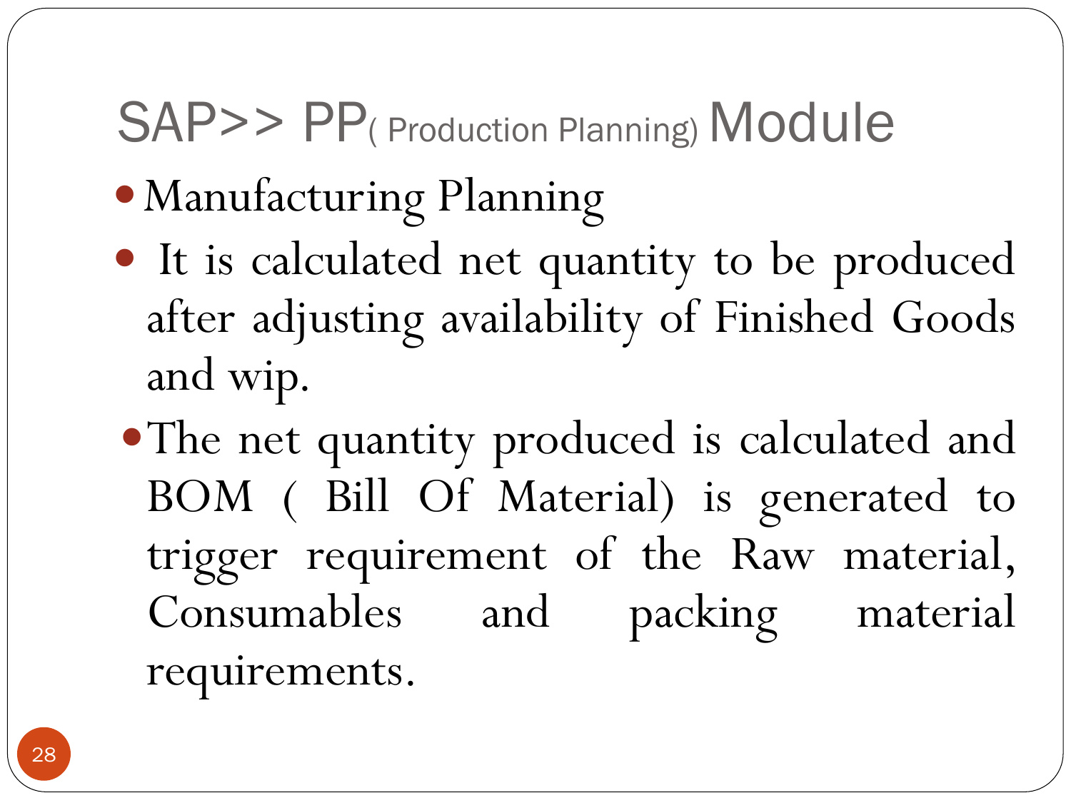# SAP>> PP( Production Planning) Module

- Manufacturing Planning
- It is calculated net quantity to be produced after adjusting availability of Finished Goods and wip.
- The net quantity produced is calculated and BOM ( Bill Of Material) is generated to trigger requirement of the Raw material, Consumables and packing material requirements.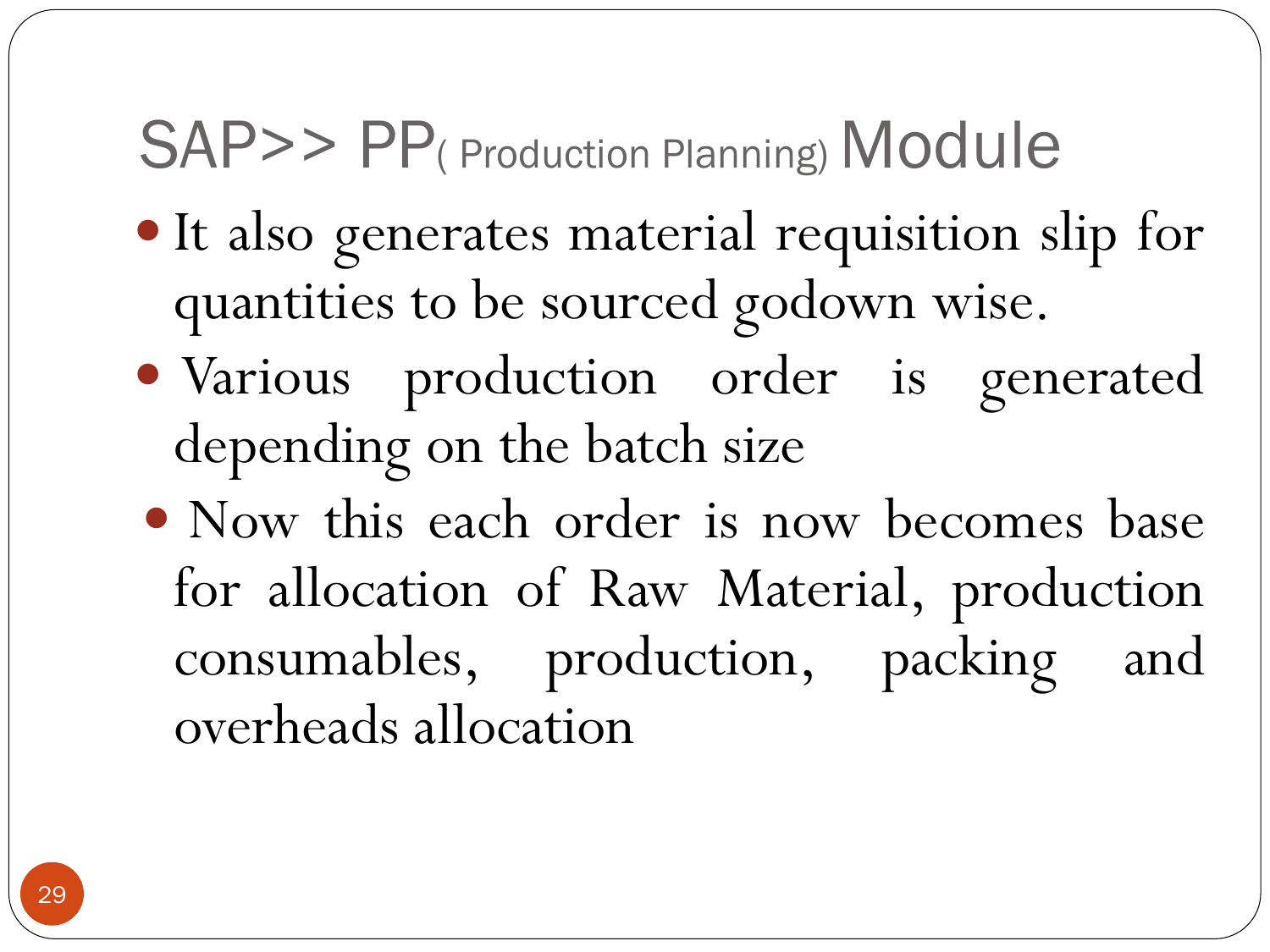# SAP>> PP( Production Planning) Module

- It also generates material requisition slip for quantities to be sourced godown wise.
- Various production order is generated depending on the batch size
- Now this each order is now becomes base for allocation of Raw Material, production consumables, production, packing and overheads allocation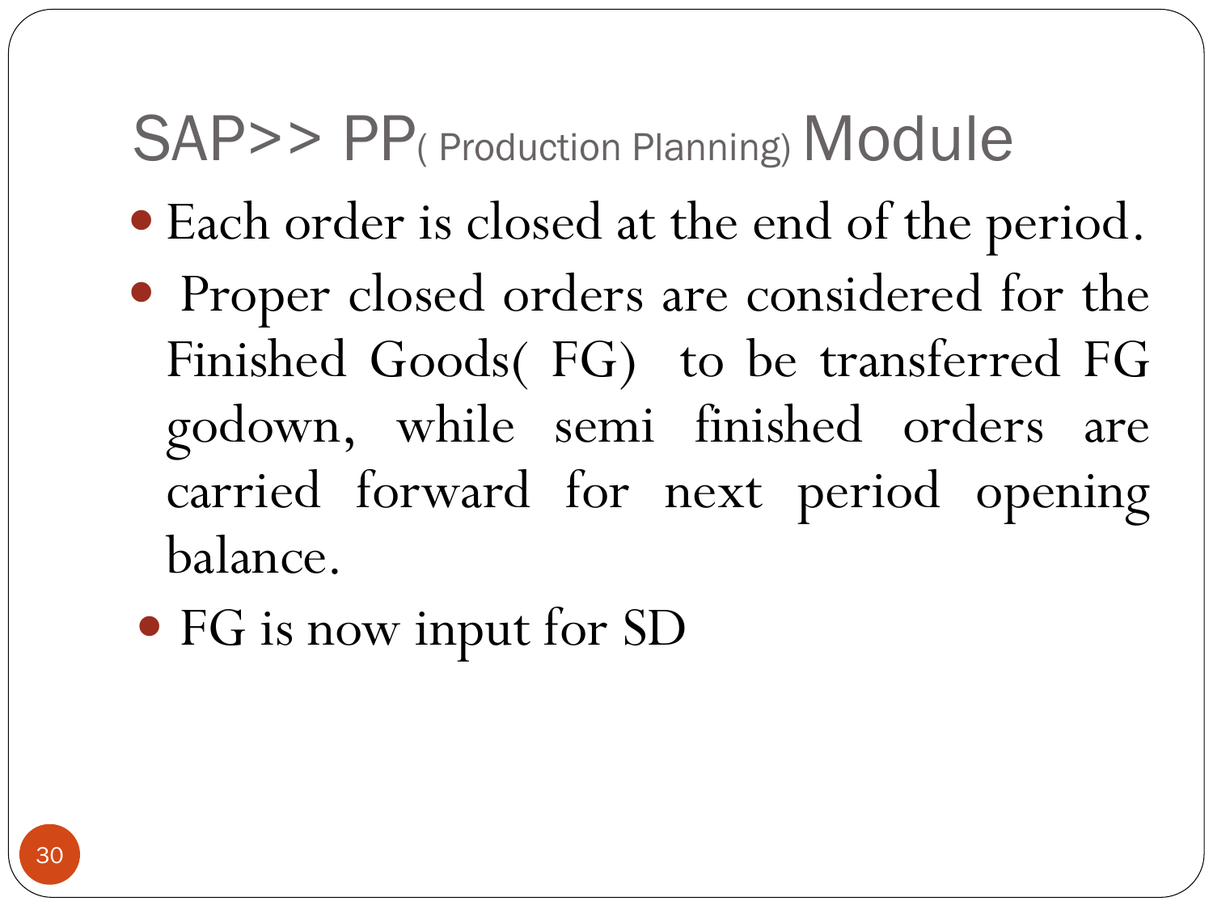# SAP>> PP( Production Planning) Module

- Each order is closed at the end of the period.
- Proper closed orders are considered for the Finished Goods( FG) to be transferred FG godown, while semi finished orders are carried forward for next period opening balance.
- FG is now input for SD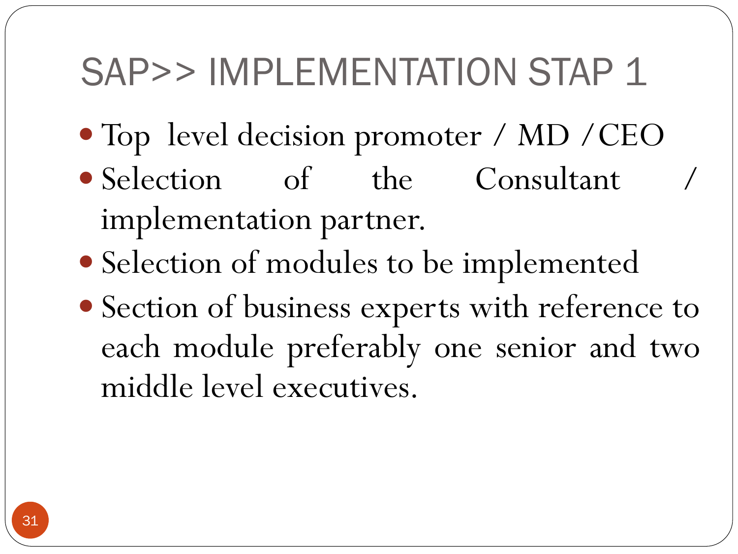# SAP>> IMPLEMENTATION STAP 1

- Top level decision promoter / MD /CEO
- Selection of the Consultant / implementation partner.
- Selection of modules to be implemented
- Section of business experts with reference to each module preferably one senior and two middle level executives.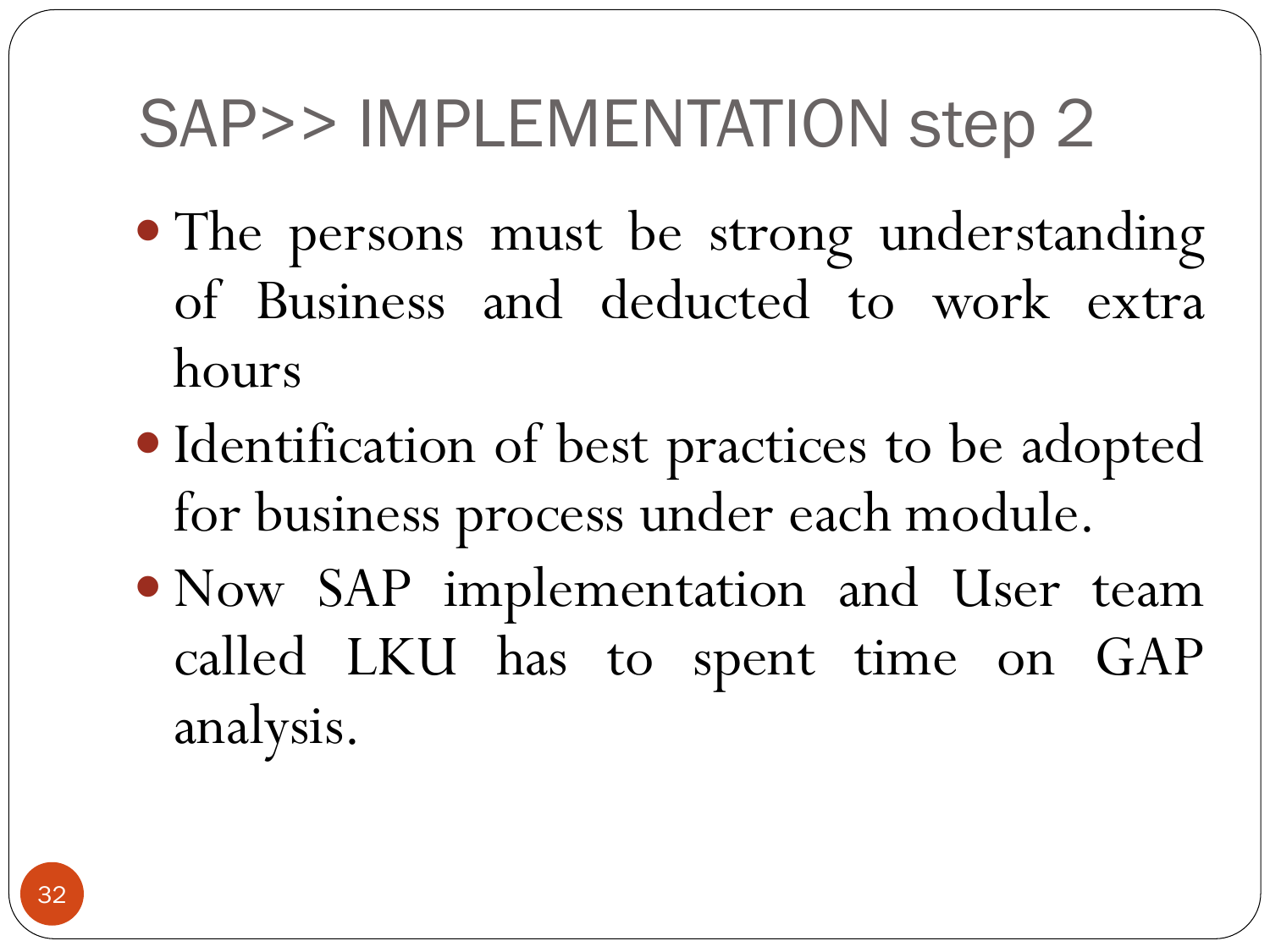# SAP>> IMPLEMENTATION step 2

- The persons must be strong understanding of Business and deducted to work extra hours
- Identification of best practices to be adopted for business process under each module.
- Now SAP implementation and User team called LKU has to spent time on GAP analysis.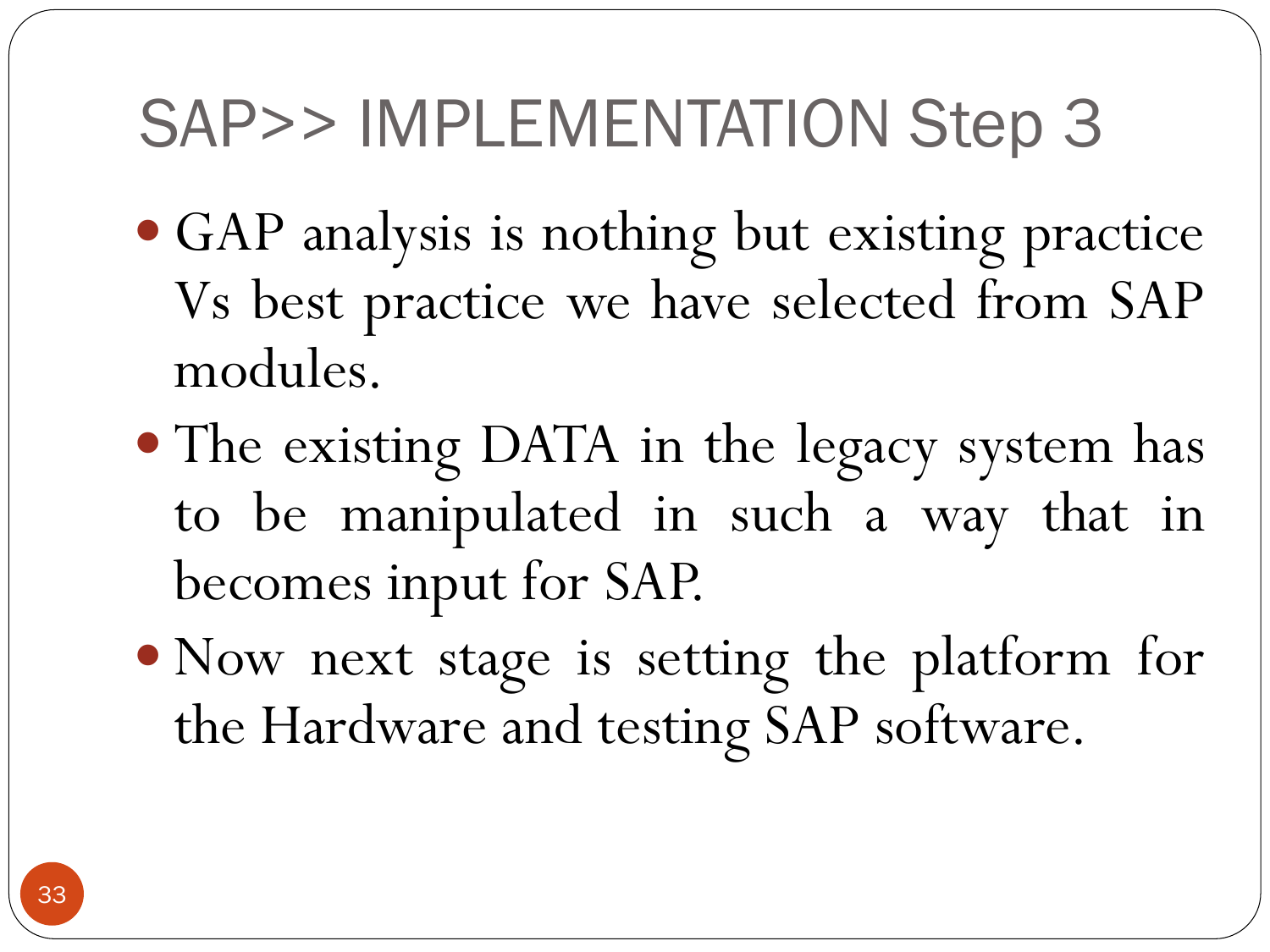# SAP>> IMPLEMENTATION Step 3

- GAP analysis is nothing but existing practice Vs best practice we have selected from SAP modules.
- The existing DATA in the legacy system has to be manipulated in such a way that in becomes input for SAP.
- Now next stage is setting the platform for the Hardware and testing SAP software.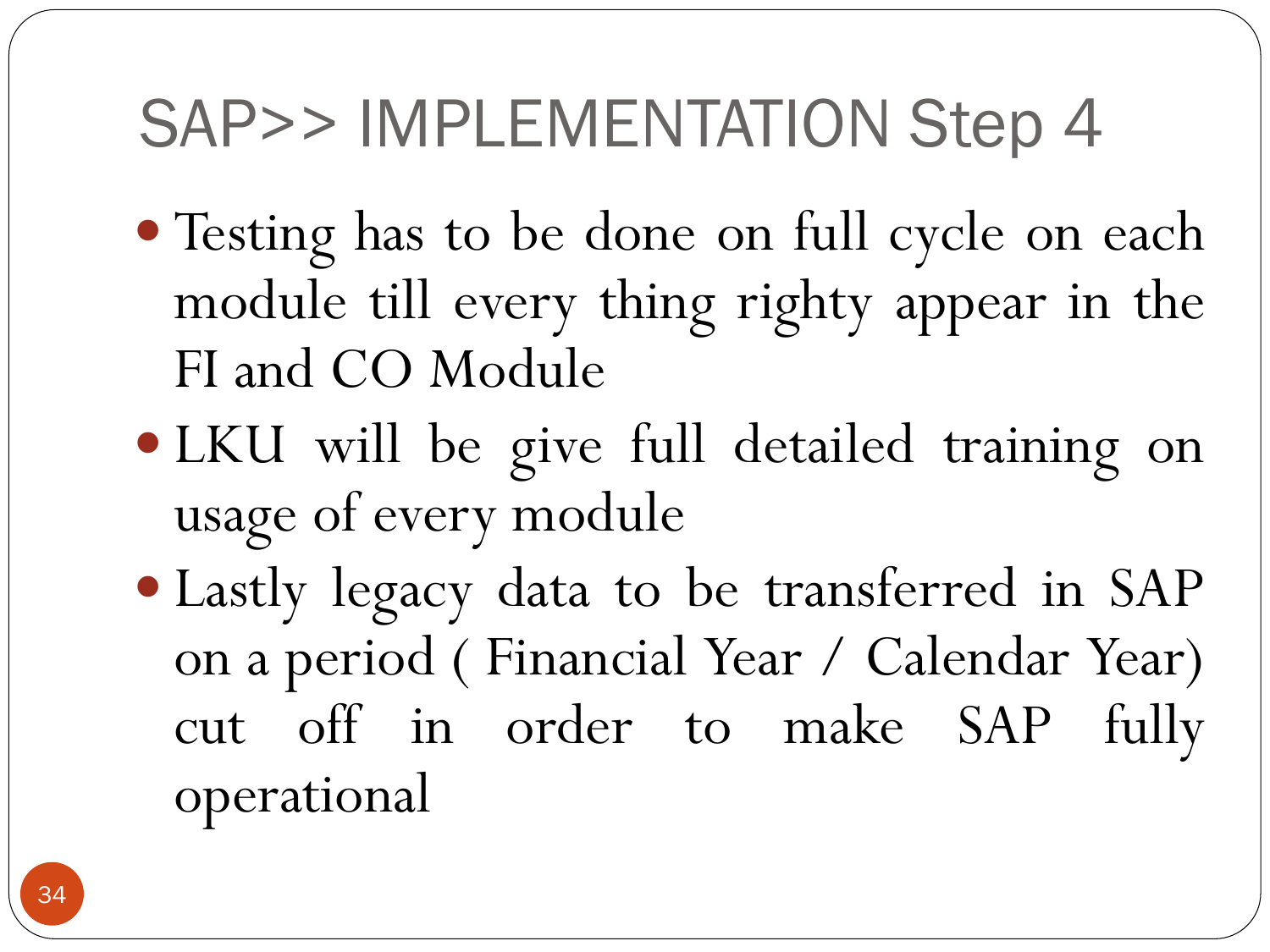# SAP>> IMPLEMENTATION Step 4

- Testing has to be done on full cycle on each module till every thing righty appear in the FI and CO Module
- LKU will be give full detailed training on usage of every module
- Lastly legacy data to be transferred in SAP on a period ( Financial Year / Calendar Year) cut off in order to make SAP fully operational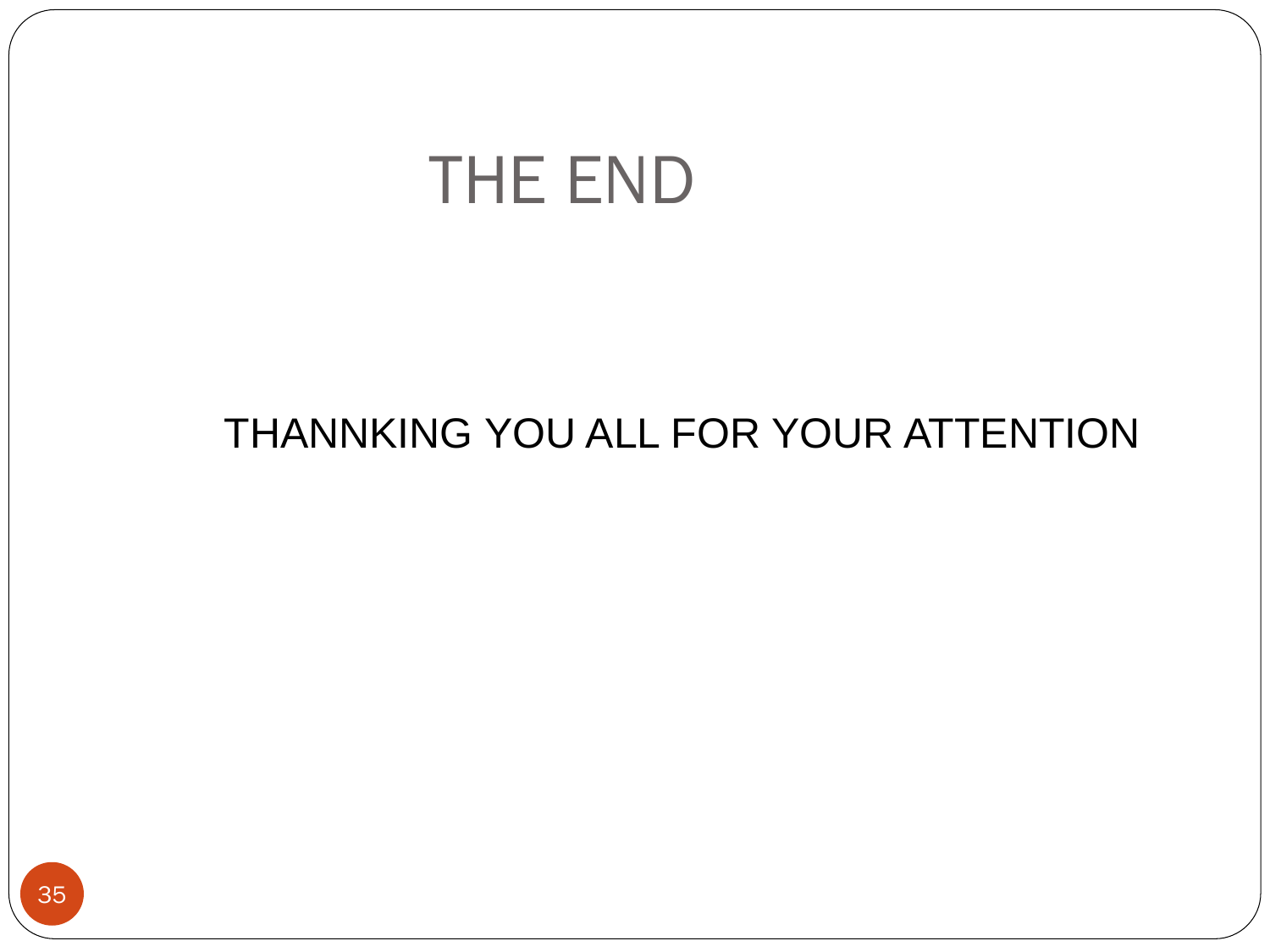# THE END

THANNKING YOU ALL FOR YOUR ATTENTION